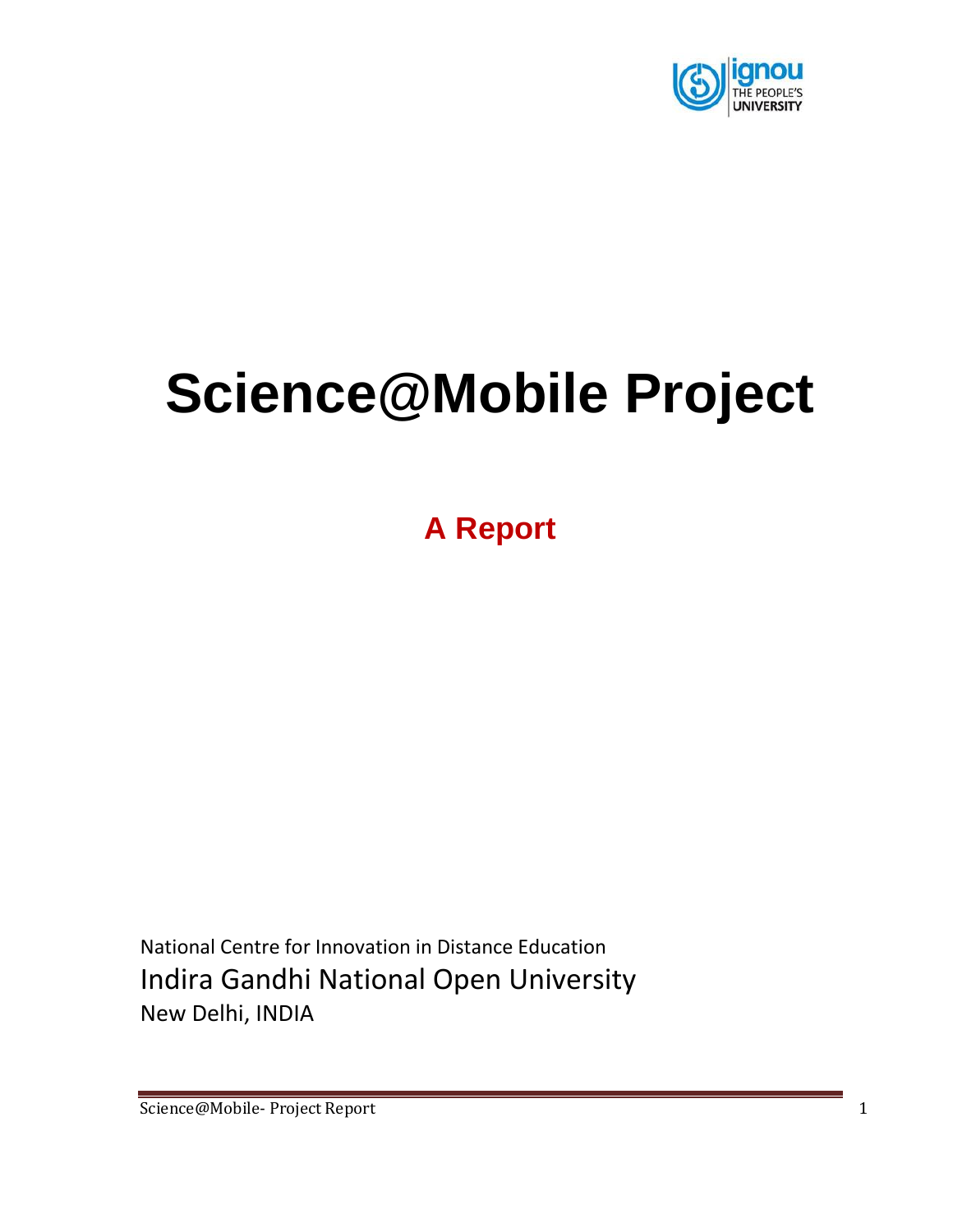# Science@Mobile Project

## A Report

National Centre for Innovation in Distance Education

Indira Gandhi National Open University

New Delhi, INDIA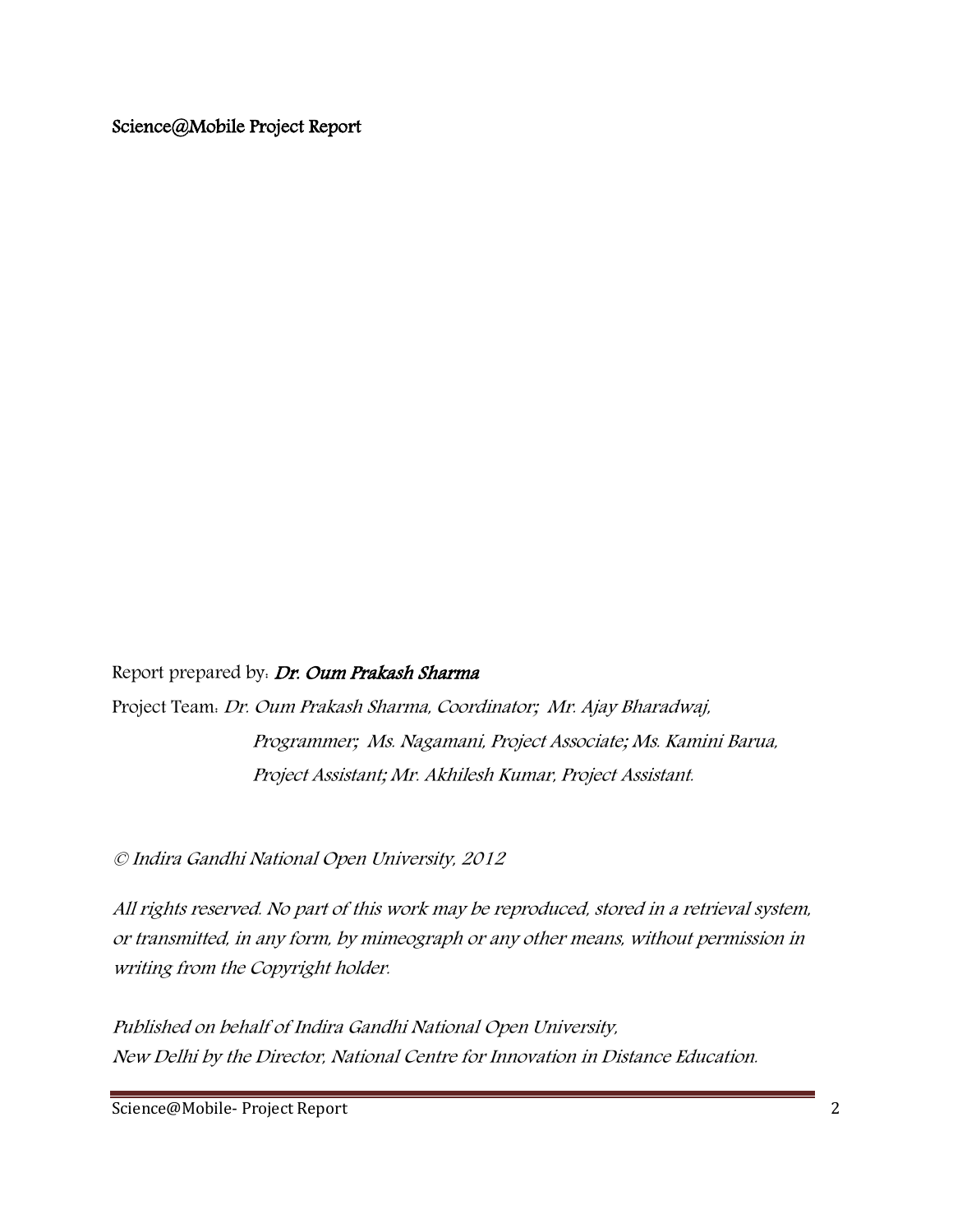Science@Mobile Project Report

Report prepared by: ***Dr. Oum Prakash Sharma***

Project Team: *Dr. Oum Prakash Sharma, Coordinator; Mr. Ajay Bharadwaj, Programmer; Ms. Nagamani, Project Associate; Ms. Kamini Barua, Project Assistant; Mr. Akhilesh Kumar, Project Assistant.*

*© Indira Gandhi National Open University, 2012*

*All rights reserved. No part of this work may be reproduced, stored in a retrieval system, or transmitted, in any form, by mimeograph or any other means, without permission in writing from the Copyright holder.*

*Published on behalf of Indira Gandhi National Open University, New Delhi by the Director, National Centre for Innovation in Distance Education.*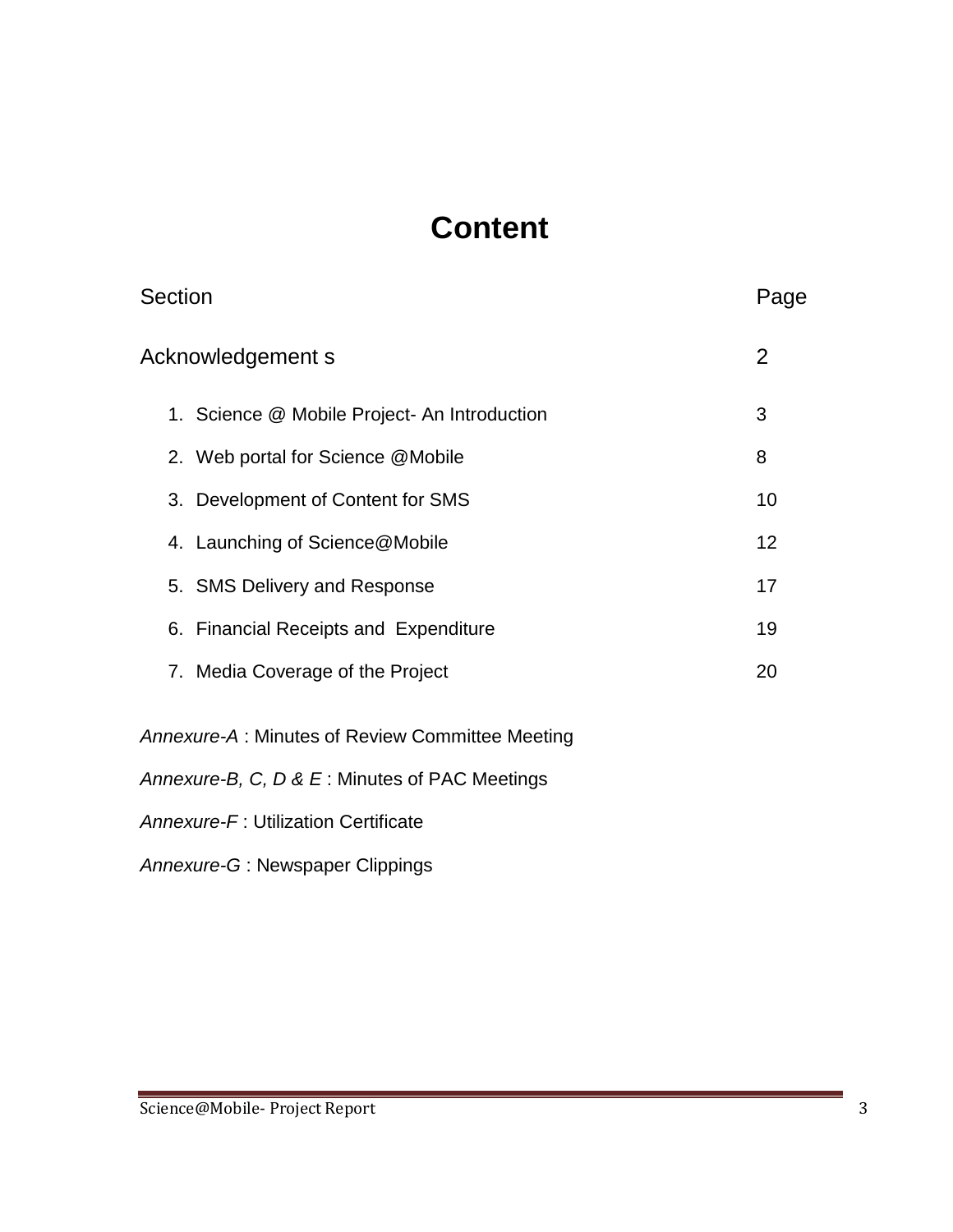# Content

| Section | Page |
|---|---|
| Acknowledgement s | 2 |
| 1. Science @ Mobile Project- An Introduction | 3 |
| 2. Web portal for Science @Mobile | 8 |
| 3. Development of Content for SMS | 10 |
| 4. Launching of Science@Mobile | 12 |
| 5. SMS Delivery and Response | 17 |
| 6. Financial Receipts and Expenditure | 19 |
| 7. Media Coverage of the Project | 20 |

*Annexure-A* : Minutes of Review Committee Meeting

*Annexure-B, C, D & E* : Minutes of PAC Meetings

*Annexure-F* : Utilization Certificate

*Annexure-G* : Newspaper Clippings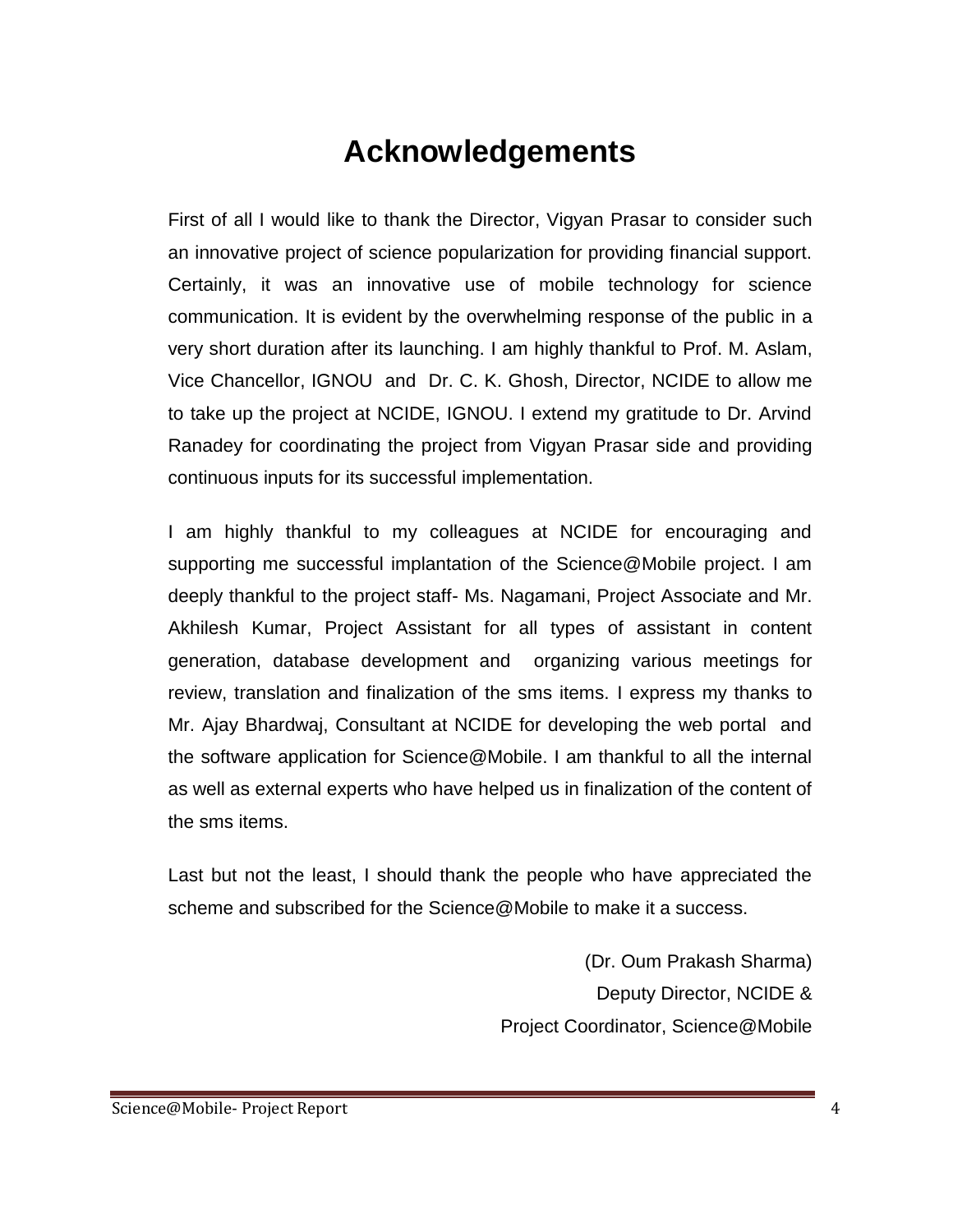# Acknowledgements

First of all I would like to thank the Director, Vigyan Prasar to consider such an innovative project of science popularization for providing financial support. Certainly, it was an innovative use of mobile technology for science communication. It is evident by the overwhelming response of the public in a very short duration after its launching. I am highly thankful to Prof. M. Aslam, Vice Chancellor, IGNOU and Dr. C. K. Ghosh, Director, NCIDE to allow me to take up the project at NCIDE, IGNOU. I extend my gratitude to Dr. Arvind Ranadey for coordinating the project from Vigyan Prasar side and providing continuous inputs for its successful implementation.

I am highly thankful to my colleagues at NCIDE for encouraging and supporting me successful implantation of the Science@Mobile project. I am deeply thankful to the project staff- Ms. Nagamani, Project Associate and Mr. Akhilesh Kumar, Project Assistant for all types of assistant in content generation, database development and organizing various meetings for review, translation and finalization of the sms items. I express my thanks to Mr. Ajay Bhardwaj, Consultant at NCIDE for developing the web portal and the software application for Science@Mobile. I am thankful to all the internal as well as external experts who have helped us in finalization of the content of the sms items.

Last but not the least, I should thank the people who have appreciated the scheme and subscribed for the Science@Mobile to make it a success.

(Dr. Oum Prakash Sharma)
Deputy Director, NCIDE &
Project Coordinator, Science@Mobile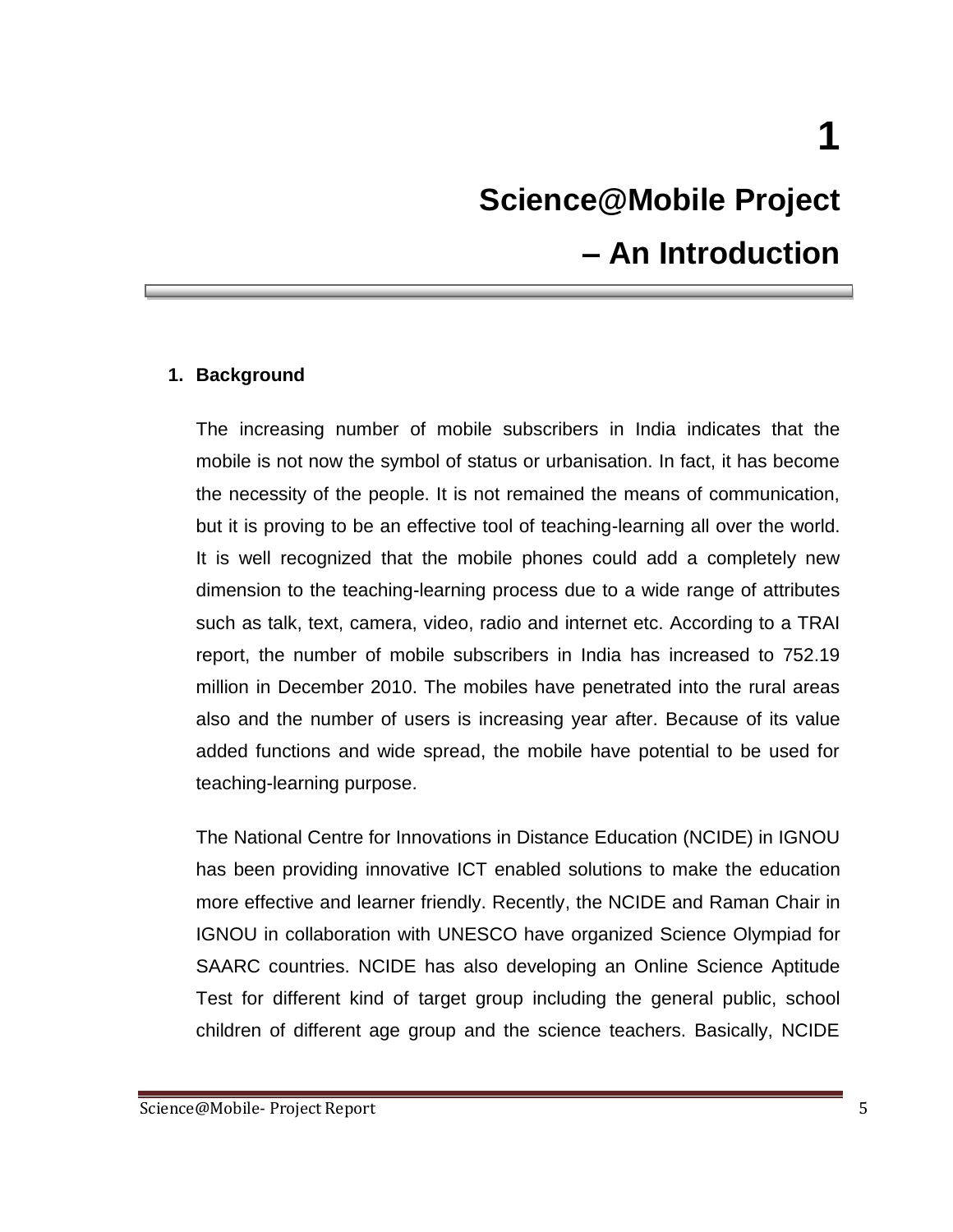# 1

# Science@Mobile Project – An Introduction

## 1. Background

The increasing number of mobile subscribers in India indicates that the mobile is not now the symbol of status or urbanisation. In fact, it has become the necessity of the people. It is not remained the means of communication, but it is proving to be an effective tool of teaching-learning all over the world. It is well recognized that the mobile phones could add a completely new dimension to the teaching-learning process due to a wide range of attributes such as talk, text, camera, video, radio and internet etc. According to a TRAI report, the number of mobile subscribers in India has increased to 752.19 million in December 2010. The mobiles have penetrated into the rural areas also and the number of users is increasing year after. Because of its value added functions and wide spread, the mobile have potential to be used for teaching-learning purpose.

The National Centre for Innovations in Distance Education (NCIDE) in IGNOU has been providing innovative ICT enabled solutions to make the education more effective and learner friendly. Recently, the NCIDE and Raman Chair in IGNOU in collaboration with UNESCO have organized Science Olympiad for SAARC countries. NCIDE has also developing an Online Science Aptitude Test for different kind of target group including the general public, school children of different age group and the science teachers. Basically, NCIDE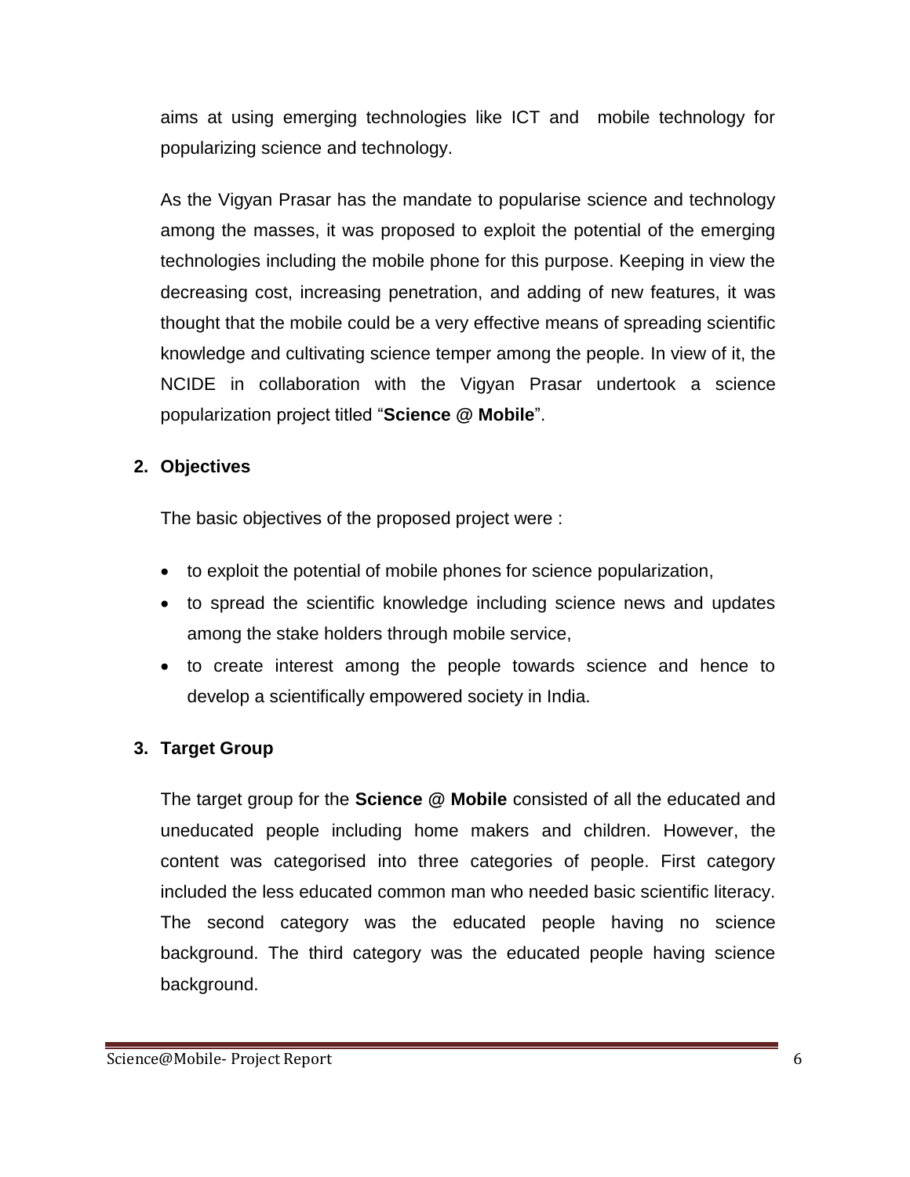aims at using emerging technologies like ICT and mobile technology for popularizing science and technology.

As the Vigyan Prasar has the mandate to popularise science and technology among the masses, it was proposed to exploit the potential of the emerging technologies including the mobile phone for this purpose. Keeping in view the decreasing cost, increasing penetration, and adding of new features, it was thought that the mobile could be a very effective means of spreading scientific knowledge and cultivating science temper among the people. In view of it, the NCIDE in collaboration with the Vigyan Prasar undertook a science popularization project titled "**Science @ Mobile**".

## 2. Objectives

The basic objectives of the proposed project were :

- to exploit the potential of mobile phones for science popularization,
- to spread the scientific knowledge including science news and updates among the stake holders through mobile service,
- to create interest among the people towards science and hence to develop a scientifically empowered society in India.

## 3. Target Group

The target group for the **Science @ Mobile** consisted of all the educated and uneducated people including home makers and children. However, the content was categorised into three categories of people. First category included the less educated common man who needed basic scientific literacy. The second category was the educated people having no science background. The third category was the educated people having science background.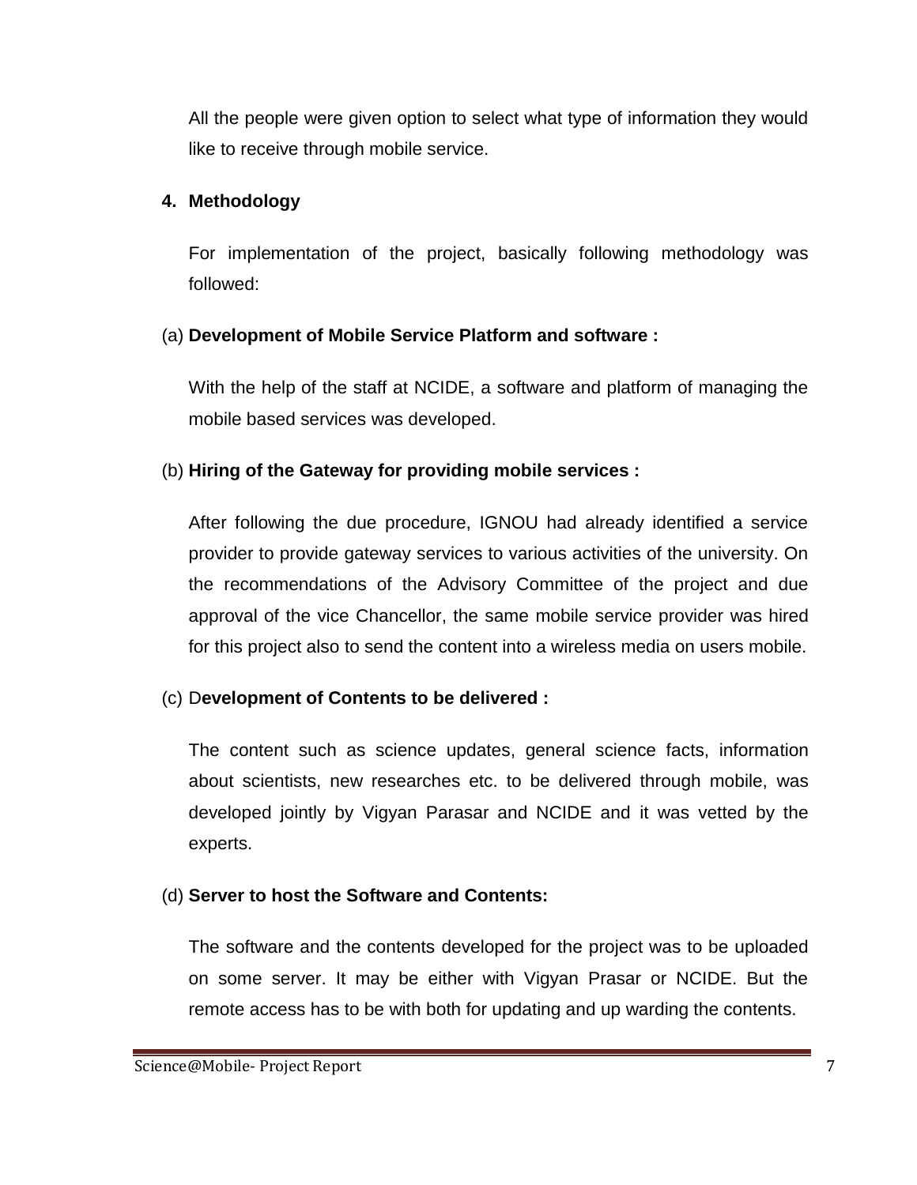All the people were given option to select what type of information they would like to receive through mobile service.

## 4. Methodology

For implementation of the project, basically following methodology was followed:

(a) **Development of Mobile Service Platform and software :**

With the help of the staff at NCIDE, a software and platform of managing the mobile based services was developed.

(b) **Hiring of the Gateway for providing mobile services :**

After following the due procedure, IGNOU had already identified a service provider to provide gateway services to various activities of the university. On the recommendations of the Advisory Committee of the project and due approval of the vice Chancellor, the same mobile service provider was hired for this project also to send the content into a wireless media on users mobile.

(c) D**evelopment of Contents to be delivered :**

The content such as science updates, general science facts, information about scientists, new researches etc. to be delivered through mobile, was developed jointly by Vigyan Parasar and NCIDE and it was vetted by the experts.

(d) **Server to host the Software and Contents:**

The software and the contents developed for the project was to be uploaded on some server. It may be either with Vigyan Prasar or NCIDE. But the remote access has to be with both for updating and up warding the contents.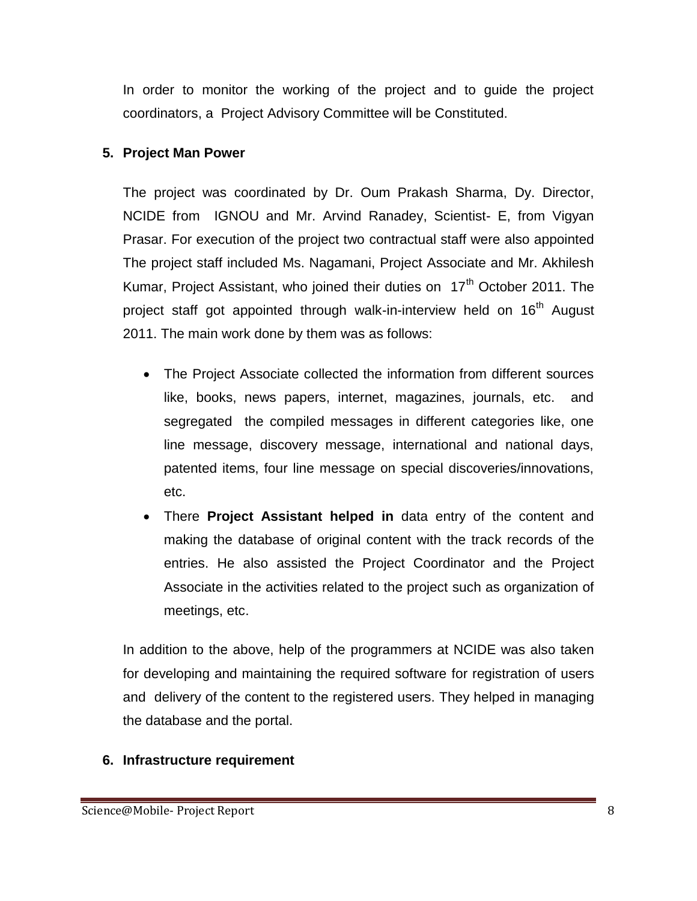In order to monitor the working of the project and to guide the project coordinators, a Project Advisory Committee will be Constituted.

## 5. Project Man Power

The project was coordinated by Dr. Oum Prakash Sharma, Dy. Director, NCIDE from IGNOU and Mr. Arvind Ranadey, Scientist- E, from Vigyan Prasar. For execution of the project two contractual staff were also appointed The project staff included Ms. Nagamani, Project Associate and Mr. Akhilesh Kumar, Project Assistant, who joined their duties on 17th October 2011. The project staff got appointed through walk-in-interview held on 16th August 2011. The main work done by them was as follows:

- The Project Associate collected the information from different sources like, books, news papers, internet, magazines, journals, etc. and segregated the compiled messages in different categories like, one line message, discovery message, international and national days, patented items, four line message on special discoveries/innovations, etc.
- There **Project Assistant helped in** data entry of the content and making the database of original content with the track records of the entries. He also assisted the Project Coordinator and the Project Associate in the activities related to the project such as organization of meetings, etc.

In addition to the above, help of the programmers at NCIDE was also taken for developing and maintaining the required software for registration of users and delivery of the content to the registered users. They helped in managing the database and the portal.

## 6. Infrastructure requirement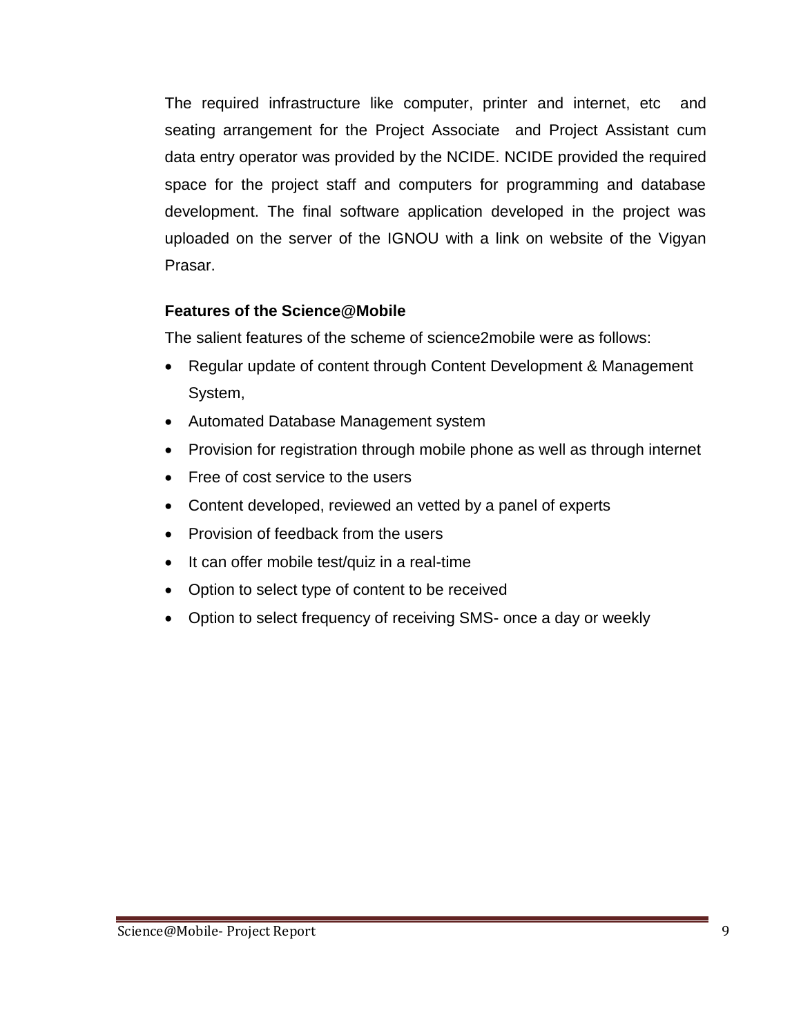The required infrastructure like computer, printer and internet, etc and seating arrangement for the Project Associate and Project Assistant cum data entry operator was provided by the NCIDE. NCIDE provided the required space for the project staff and computers for programming and database development. The final software application developed in the project was uploaded on the server of the IGNOU with a link on website of the Vigyan Prasar.

**Features of the Science@Mobile**

The salient features of the scheme of science2mobile were as follows:

- Regular update of content through Content Development & Management System,
- Automated Database Management system
- Provision for registration through mobile phone as well as through internet
- Free of cost service to the users
- Content developed, reviewed an vetted by a panel of experts
- Provision of feedback from the users
- It can offer mobile test/quiz in a real-time
- Option to select type of content to be received
- Option to select frequency of receiving SMS- once a day or weekly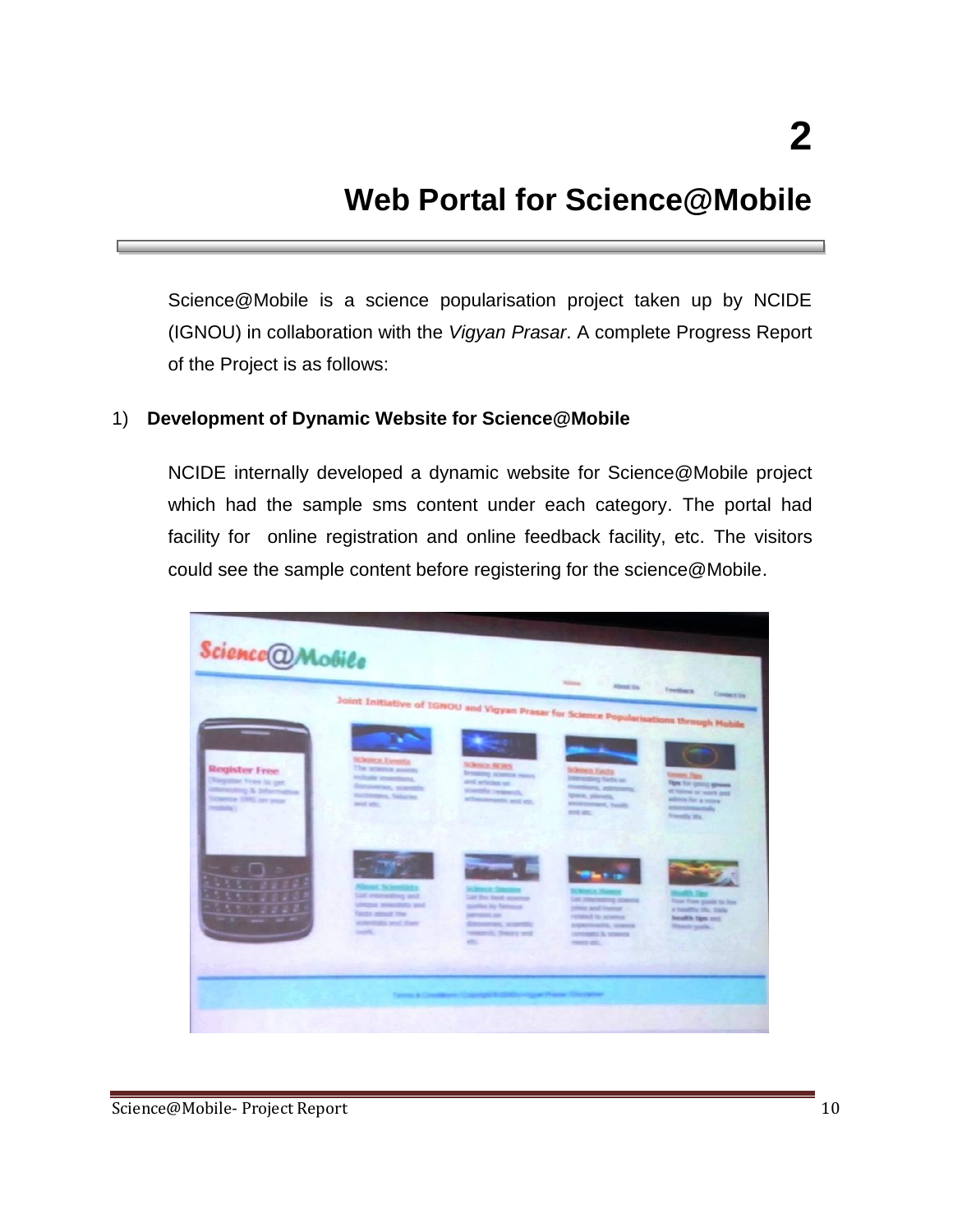# 2

# Web Portal for Science@Mobile

Science@Mobile is a science popularisation project taken up by NCIDE (IGNOU) in collaboration with the *Vigyan Prasar*. A complete Progress Report of the Project is as follows:

1) **Development of Dynamic Website for Science@Mobile**

NCIDE internally developed a dynamic website for Science@Mobile project which had the sample sms content under each category. The portal had facility for online registration and online feedback facility, etc. The visitors could see the sample content before registering for the science@Mobile.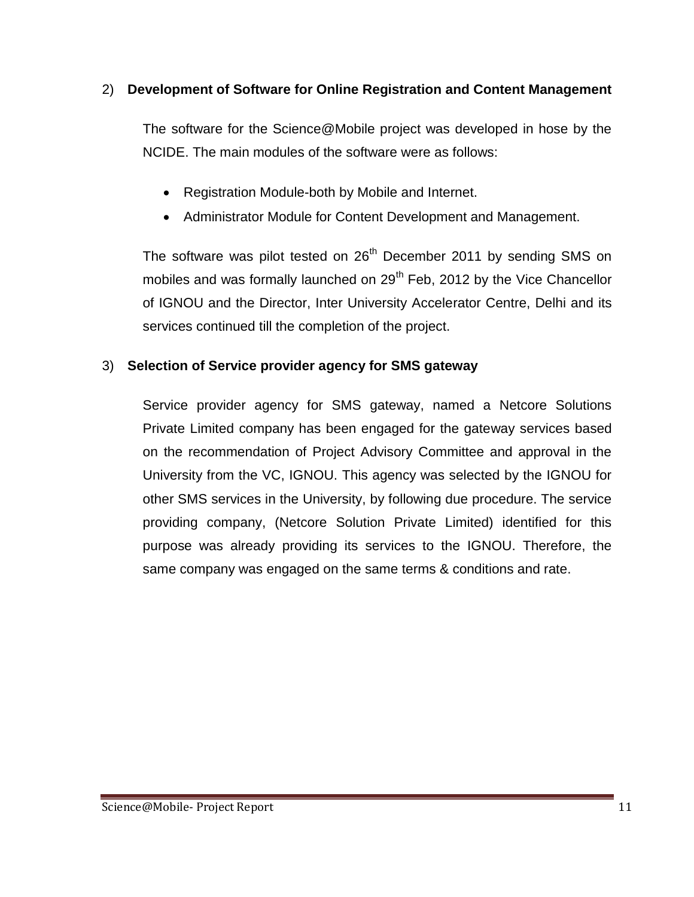2) **Development of Software for Online Registration and Content Management**

The software for the Science@Mobile project was developed in hose by the NCIDE. The main modules of the software were as follows:

- Registration Module-both by Mobile and Internet.
- Administrator Module for Content Development and Management.

The software was pilot tested on 26th December 2011 by sending SMS on mobiles and was formally launched on 29th Feb, 2012 by the Vice Chancellor of IGNOU and the Director, Inter University Accelerator Centre, Delhi and its services continued till the completion of the project.

3) **Selection of Service provider agency for SMS gateway**

Service provider agency for SMS gateway, named a Netcore Solutions Private Limited company has been engaged for the gateway services based on the recommendation of Project Advisory Committee and approval in the University from the VC, IGNOU. This agency was selected by the IGNOU for other SMS services in the University, by following due procedure. The service providing company, (Netcore Solution Private Limited) identified for this purpose was already providing its services to the IGNOU. Therefore, the same company was engaged on the same terms & conditions and rate.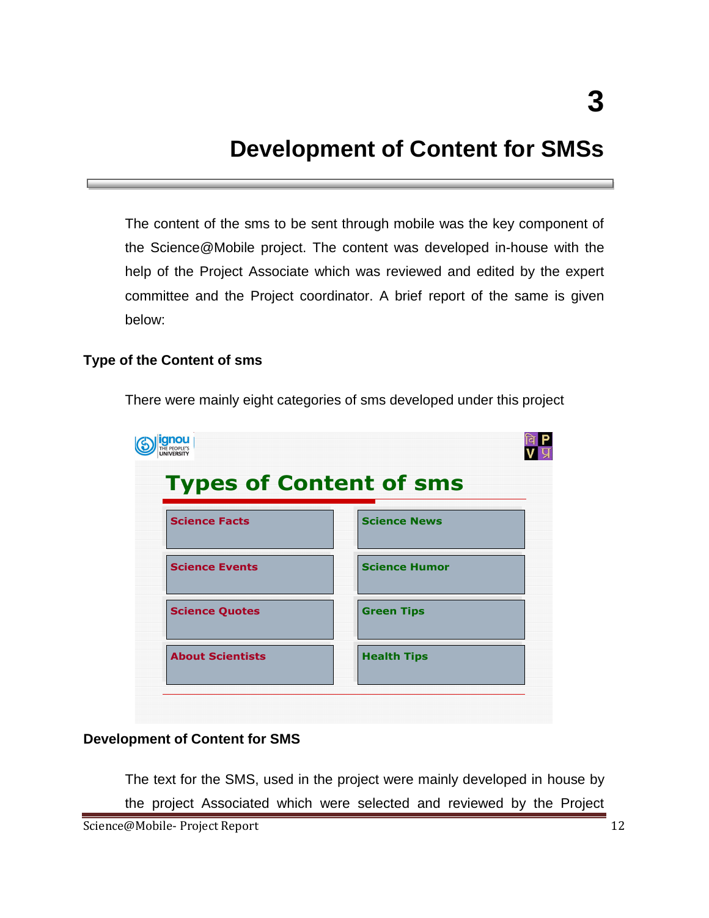# 3

# Development of Content for SMSs

The content of the sms to be sent through mobile was the key component of the Science@Mobile project. The content was developed in-house with the help of the Project Associate which was reviewed and edited by the expert committee and the Project coordinator. A brief report of the same is given below:

### Type of the Content of sms

There were mainly eight categories of sms developed under this project

**Types of Content of sms**

| | |
|---|---|
| Science Facts | Science News |
| Science Events | Science Humor |
| Science Quotes | Green Tips |
| About Scientists | Health Tips |

### Development of Content for SMS

The text for the SMS, used in the project were mainly developed in house by the project Associated which were selected and reviewed by the Project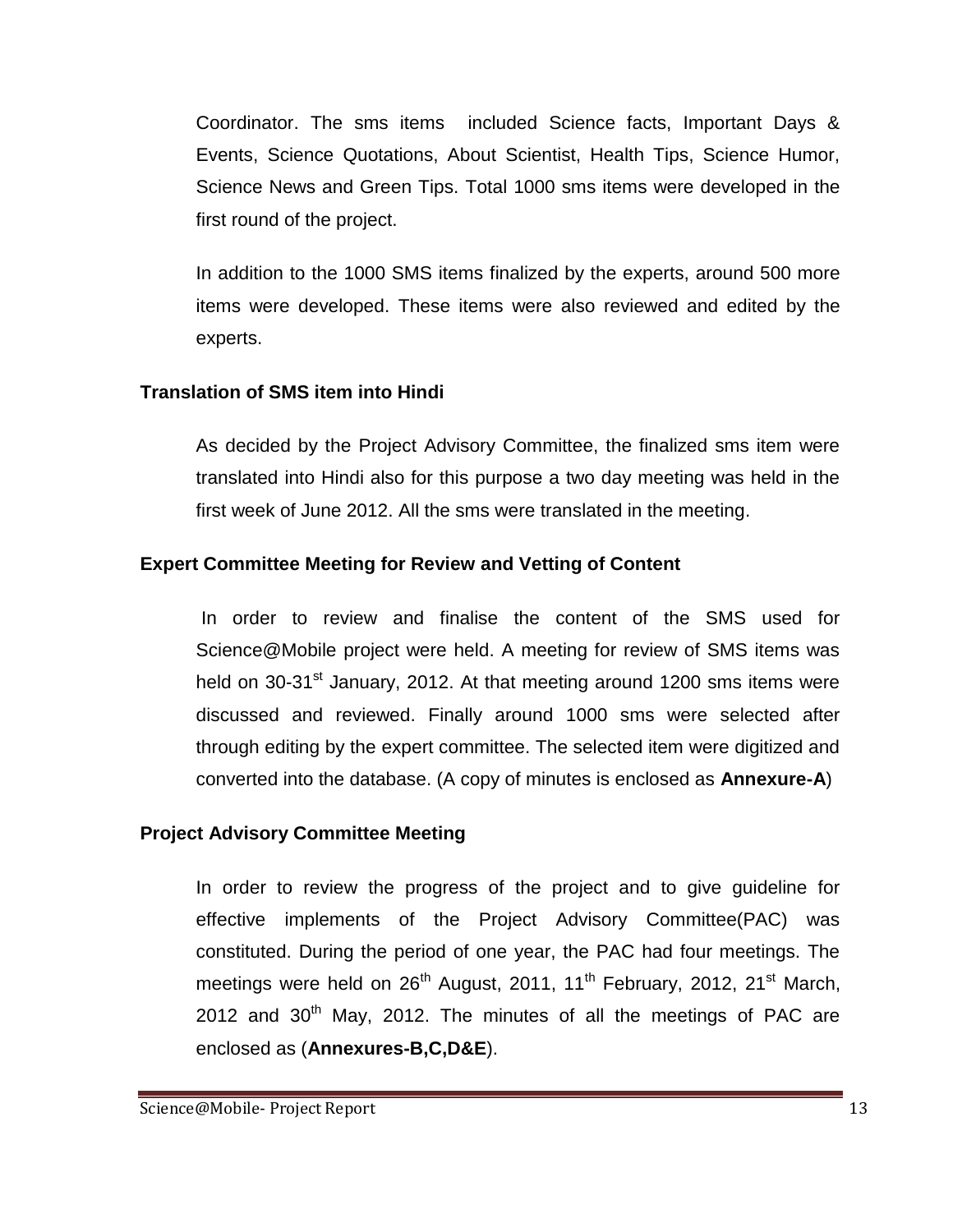Coordinator. The sms items included Science facts, Important Days & Events, Science Quotations, About Scientist, Health Tips, Science Humor, Science News and Green Tips. Total 1000 sms items were developed in the first round of the project.

In addition to the 1000 SMS items finalized by the experts, around 500 more items were developed. These items were also reviewed and edited by the experts.

**Translation of SMS item into Hindi**

As decided by the Project Advisory Committee, the finalized sms item were translated into Hindi also for this purpose a two day meeting was held in the first week of June 2012. All the sms were translated in the meeting.

**Expert Committee Meeting for Review and Vetting of Content**

In order to review and finalise the content of the SMS used for Science@Mobile project were held. A meeting for review of SMS items was held on 30-31st January, 2012. At that meeting around 1200 sms items were discussed and reviewed. Finally around 1000 sms were selected after through editing by the expert committee. The selected item were digitized and converted into the database. (A copy of minutes is enclosed as **Annexure-A**)

**Project Advisory Committee Meeting**

In order to review the progress of the project and to give guideline for effective implements of the Project Advisory Committee(PAC) was constituted. During the period of one year, the PAC had four meetings. The meetings were held on 26th August, 2011, 11th February, 2012, 21st March, 2012 and 30th May, 2012. The minutes of all the meetings of PAC are enclosed as (**Annexures-B,C,D&E**).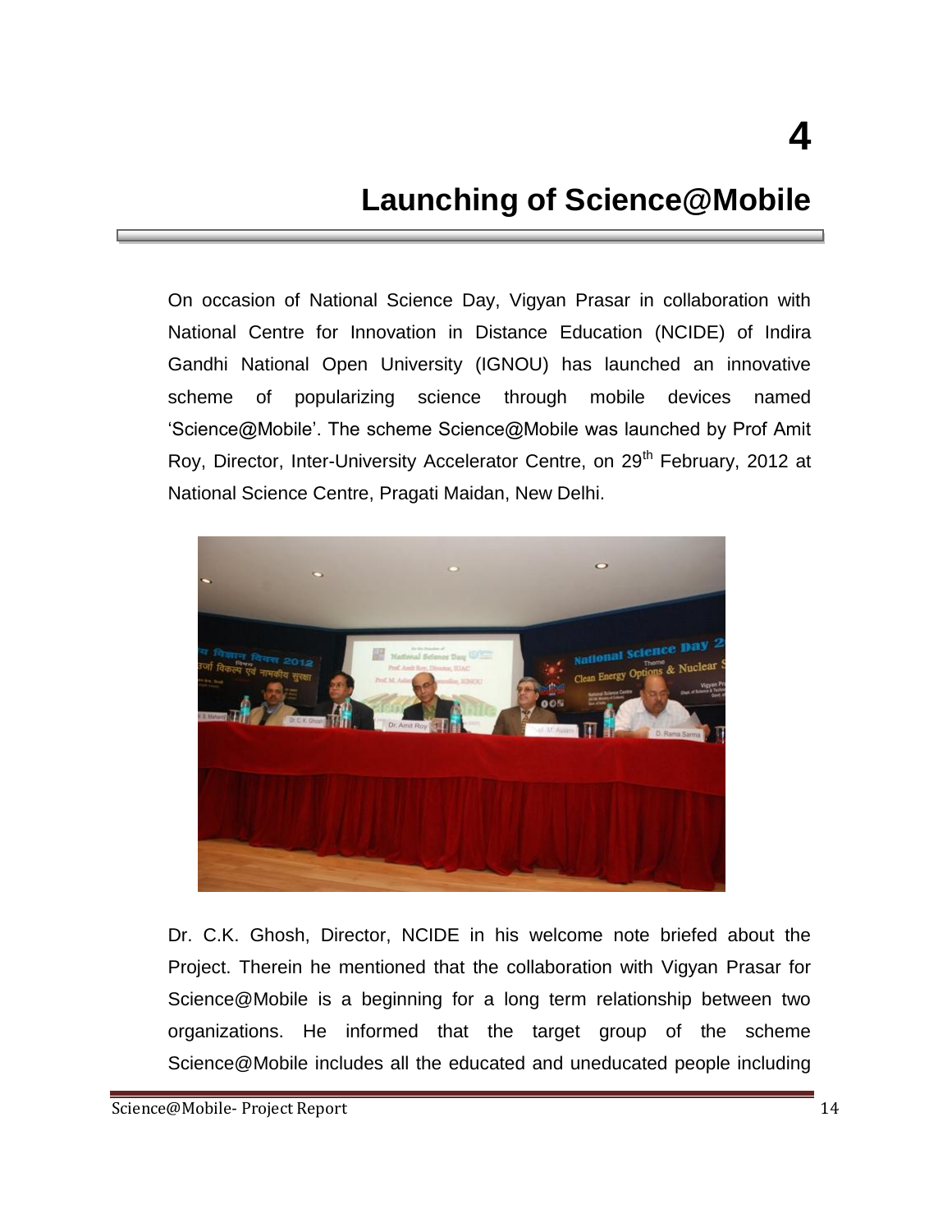# 4

# Launching of Science@Mobile

On occasion of National Science Day, Vigyan Prasar in collaboration with National Centre for Innovation in Distance Education (NCIDE) of Indira Gandhi National Open University (IGNOU) has launched an innovative scheme of popularizing science through mobile devices named 'Science@Mobile'. The scheme Science@Mobile was launched by Prof Amit Roy, Director, Inter-University Accelerator Centre, on 29th February, 2012 at National Science Centre, Pragati Maidan, New Delhi.

Dr. C.K. Ghosh, Director, NCIDE in his welcome note briefed about the Project. Therein he mentioned that the collaboration with Vigyan Prasar for Science@Mobile is a beginning for a long term relationship between two organizations. He informed that the target group of the scheme Science@Mobile includes all the educated and uneducated people including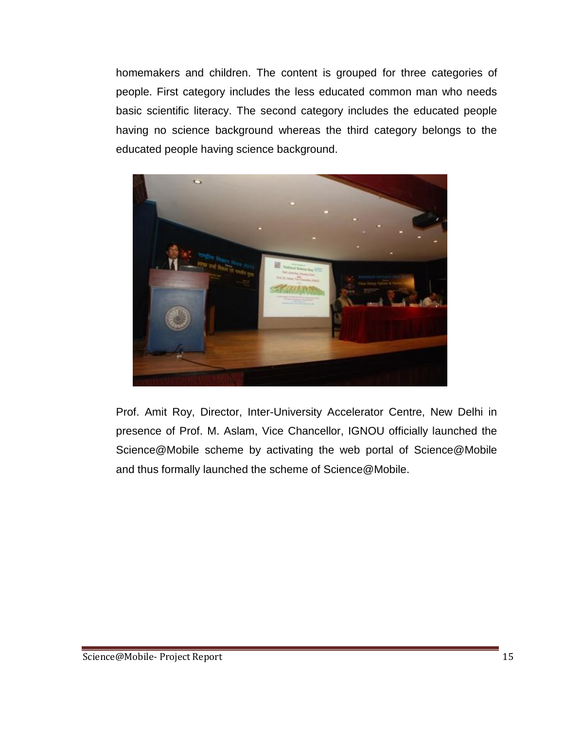homemakers and children. The content is grouped for three categories of people. First category includes the less educated common man who needs basic scientific literacy. The second category includes the educated people having no science background whereas the third category belongs to the educated people having science background.

Prof. Amit Roy, Director, Inter-University Accelerator Centre, New Delhi in presence of Prof. M. Aslam, Vice Chancellor, IGNOU officially launched the Science@Mobile scheme by activating the web portal of Science@Mobile and thus formally launched the scheme of Science@Mobile.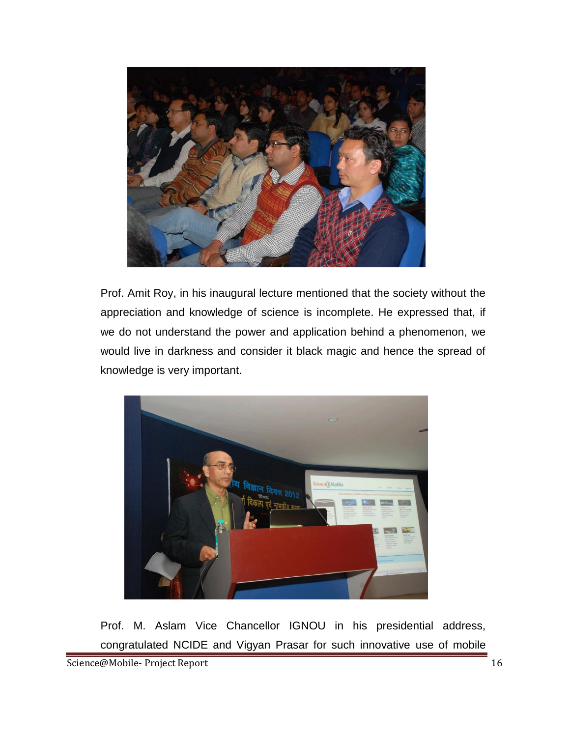Prof. Amit Roy, in his inaugural lecture mentioned that the society without the appreciation and knowledge of science is incomplete. He expressed that, if we do not understand the power and application behind a phenomenon, we would live in darkness and consider it black magic and hence the spread of knowledge is very important.

Prof. M. Aslam Vice Chancellor IGNOU in his presidential address, congratulated NCIDE and Vigyan Prasar for such innovative use of mobile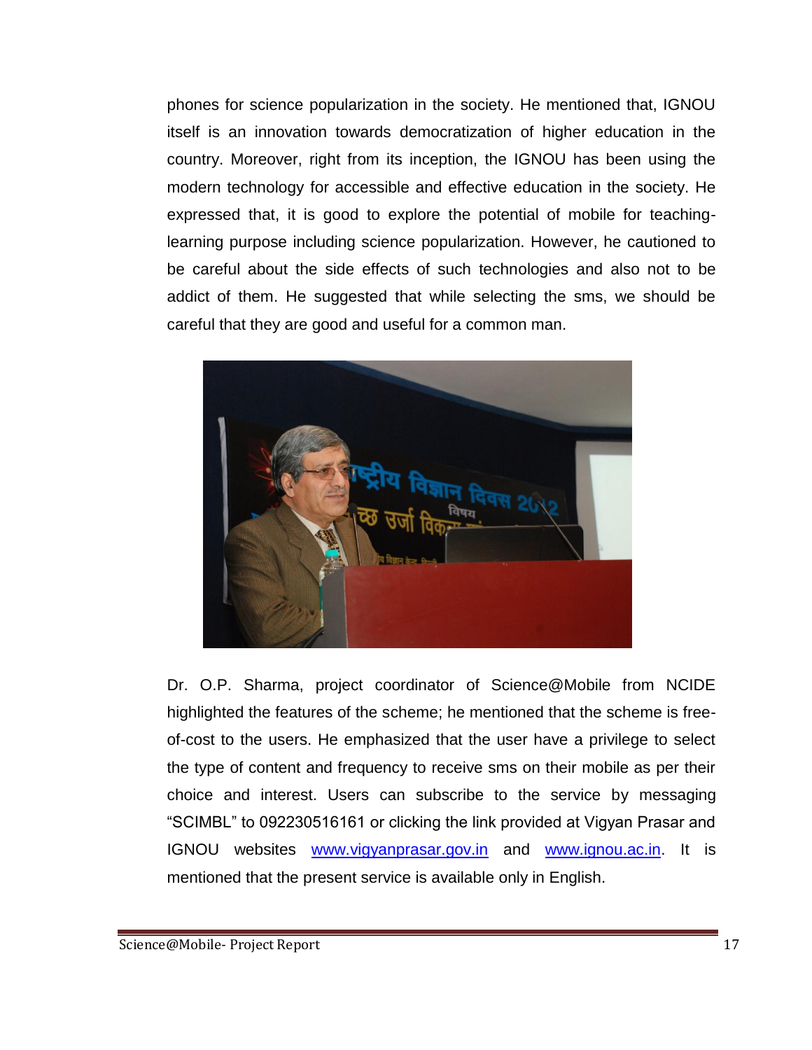phones for science popularization in the society. He mentioned that, IGNOU itself is an innovation towards democratization of higher education in the country. Moreover, right from its inception, the IGNOU has been using the modern technology for accessible and effective education in the society. He expressed that, it is good to explore the potential of mobile for teaching-learning purpose including science popularization. However, he cautioned to be careful about the side effects of such technologies and also not to be addict of them. He suggested that while selecting the sms, we should be careful that they are good and useful for a common man.

Dr. O.P. Sharma, project coordinator of Science@Mobile from NCIDE highlighted the features of the scheme; he mentioned that the scheme is free-of-cost to the users. He emphasized that the user have a privilege to select the type of content and frequency to receive sms on their mobile as per their choice and interest. Users can subscribe to the service by messaging “SCIMBL” to 092230516161 or clicking the link provided at Vigyan Prasar and IGNOU websites www.vigyanprasar.gov.in and www.ignou.ac.in. It is mentioned that the present service is available only in English.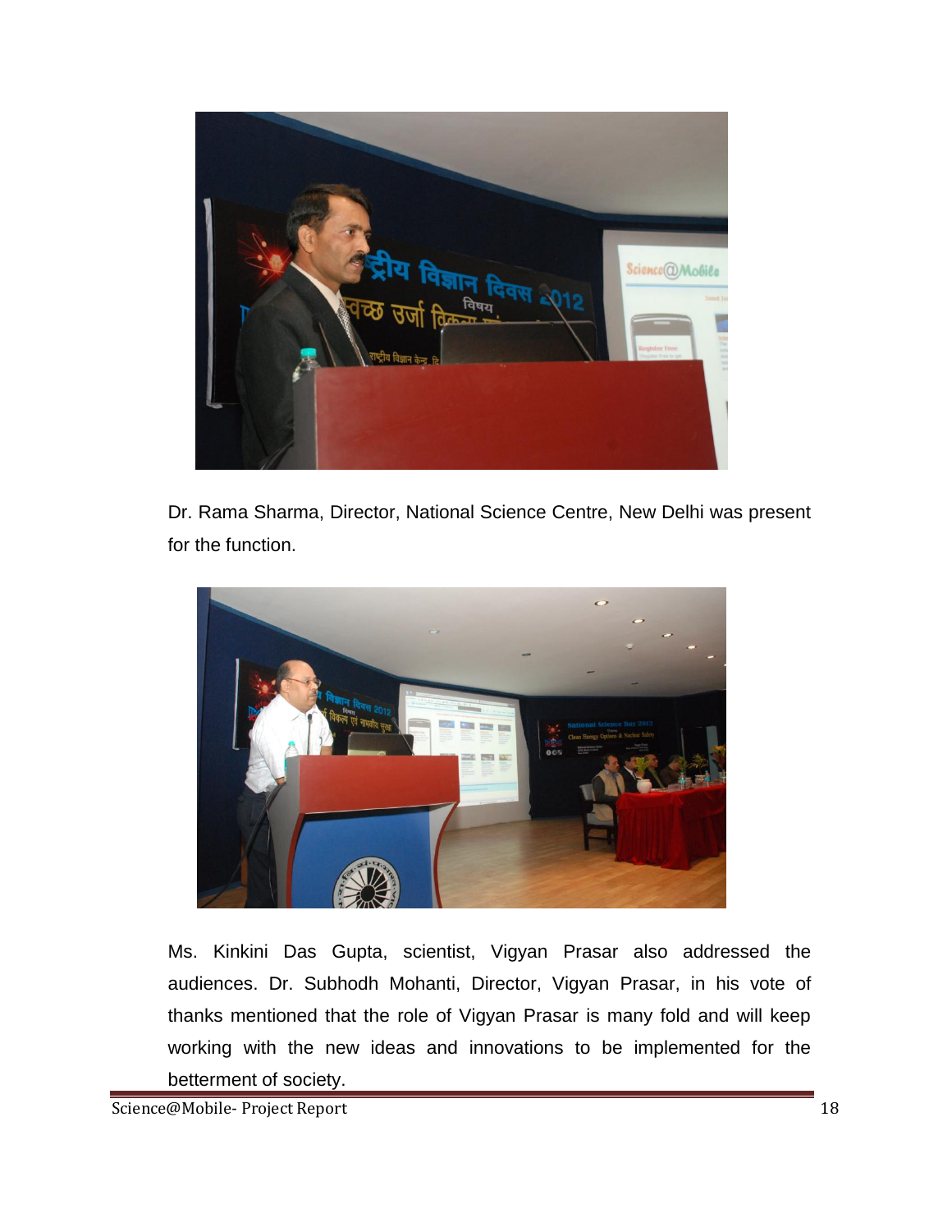Dr. Rama Sharma, Director, National Science Centre, New Delhi was present for the function.

Ms. Kinkini Das Gupta, scientist, Vigyan Prasar also addressed the audiences. Dr. Subhodh Mohanti, Director, Vigyan Prasar, in his vote of thanks mentioned that the role of Vigyan Prasar is many fold and will keep working with the new ideas and innovations to be implemented for the betterment of society.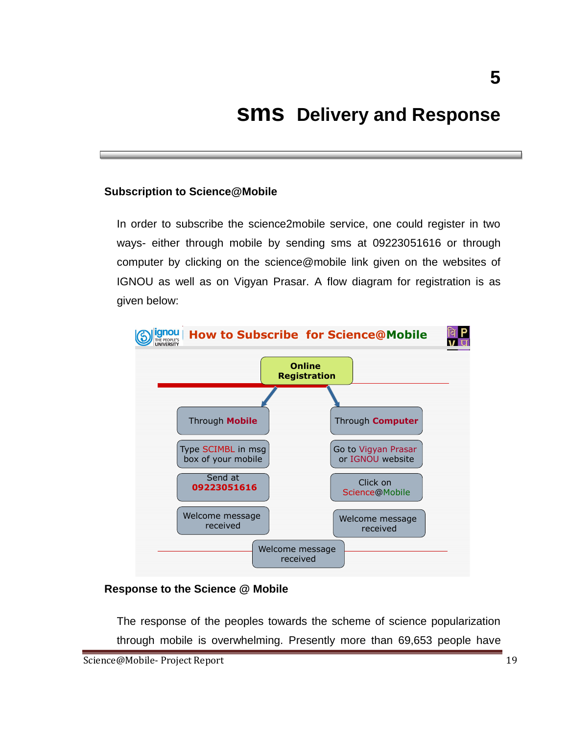# 5

# SMS Delivery and Response

## Subscription to Science@Mobile

In order to subscribe the science2mobile service, one could register in two ways- either through mobile by sending sms at 09223051616 or through computer by clicking on the science@mobile link given on the websites of IGNOU as well as on Vigyan Prasar. A flow diagram for registration is as given below:

**How to Subscribe for Science@Mobile**

**Online Registration**

| Through Mobile | Through Computer |
| --- | --- |
| Type SCIMBL in msg box of your mobile | Go to Vigyan Prasar or IGNOU website |
| Send at **09223051616** | Click on Science@Mobile |
| Welcome message received | Welcome message received |

Welcome message received

## Response to the Science @ Mobile

The response of the peoples towards the scheme of science popularization through mobile is overwhelming. Presently more than 69,653 people have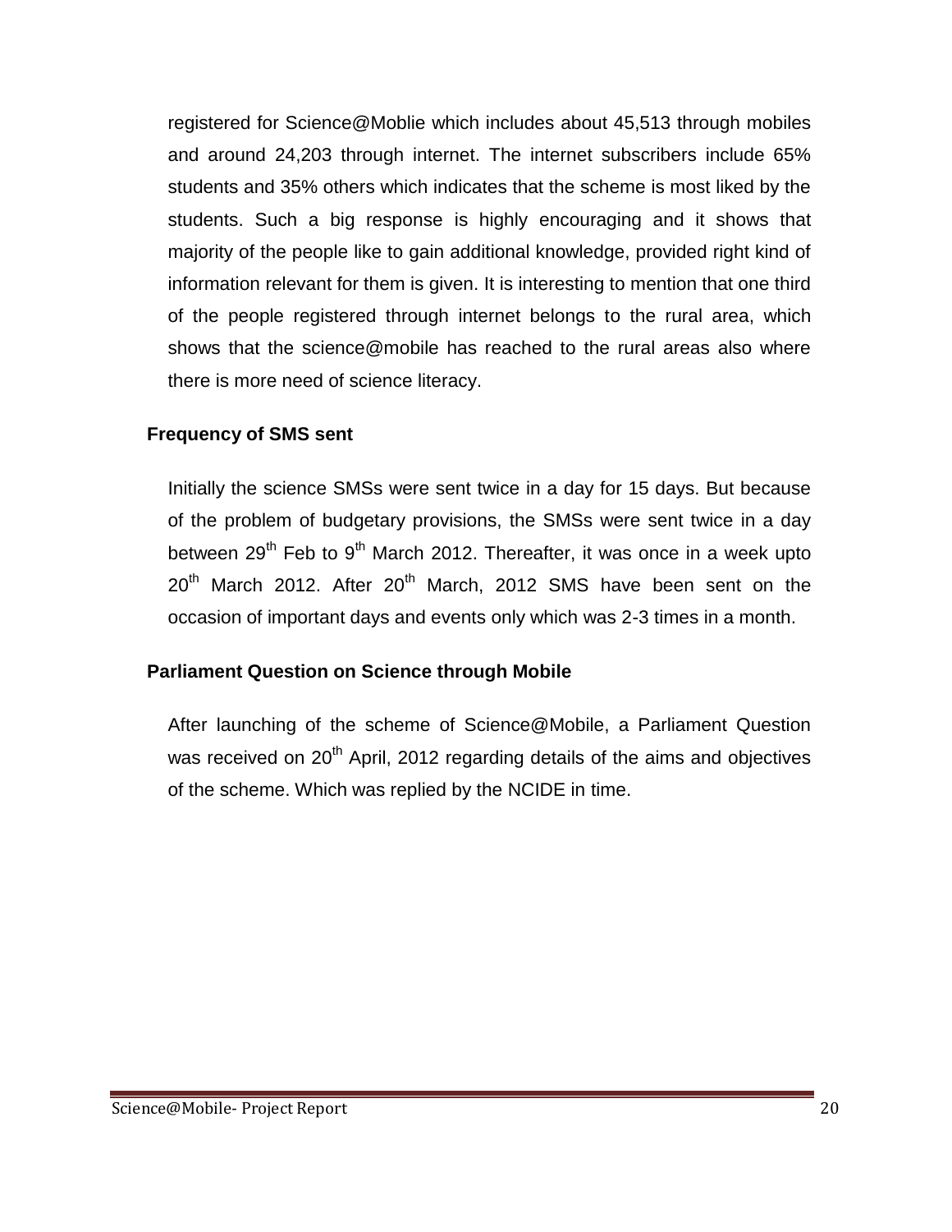registered for Science@Moblie which includes about 45,513 through mobiles and around 24,203 through internet. The internet subscribers include 65% students and 35% others which indicates that the scheme is most liked by the students. Such a big response is highly encouraging and it shows that majority of the people like to gain additional knowledge, provided right kind of information relevant for them is given. It is interesting to mention that one third of the people registered through internet belongs to the rural area, which shows that the science@mobile has reached to the rural areas also where there is more need of science literacy.

### Frequency of SMS sent

Initially the science SMSs were sent twice in a day for 15 days. But because of the problem of budgetary provisions, the SMSs were sent twice in a day between 29th Feb to 9th March 2012. Thereafter, it was once in a week upto 20th March 2012. After 20th March, 2012 SMS have been sent on the occasion of important days and events only which was 2-3 times in a month.

### Parliament Question on Science through Mobile

After launching of the scheme of Science@Mobile, a Parliament Question was received on 20th April, 2012 regarding details of the aims and objectives of the scheme. Which was replied by the NCIDE in time.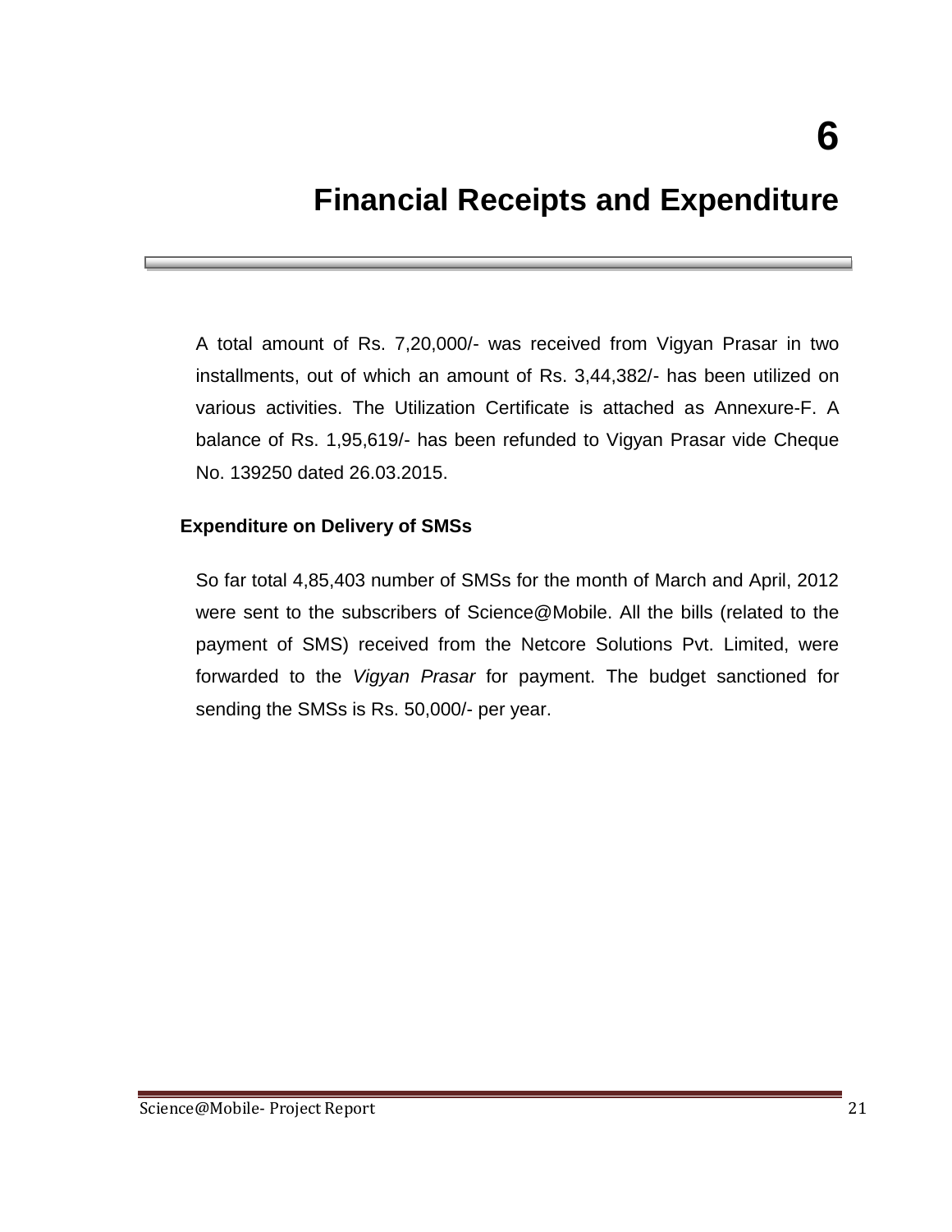# 6

# Financial Receipts and Expenditure

A total amount of Rs. 7,20,000/- was received from Vigyan Prasar in two installments, out of which an amount of Rs. 3,44,382/- has been utilized on various activities. The Utilization Certificate is attached as Annexure-F. A balance of Rs. 1,95,619/- has been refunded to Vigyan Prasar vide Cheque No. 139250 dated 26.03.2015.

### Expenditure on Delivery of SMSs

So far total 4,85,403 number of SMSs for the month of March and April, 2012 were sent to the subscribers of Science@Mobile. All the bills (related to the payment of SMS) received from the Netcore Solutions Pvt. Limited, were forwarded to the *Vigyan Prasar* for payment. The budget sanctioned for sending the SMSs is Rs. 50,000/- per year.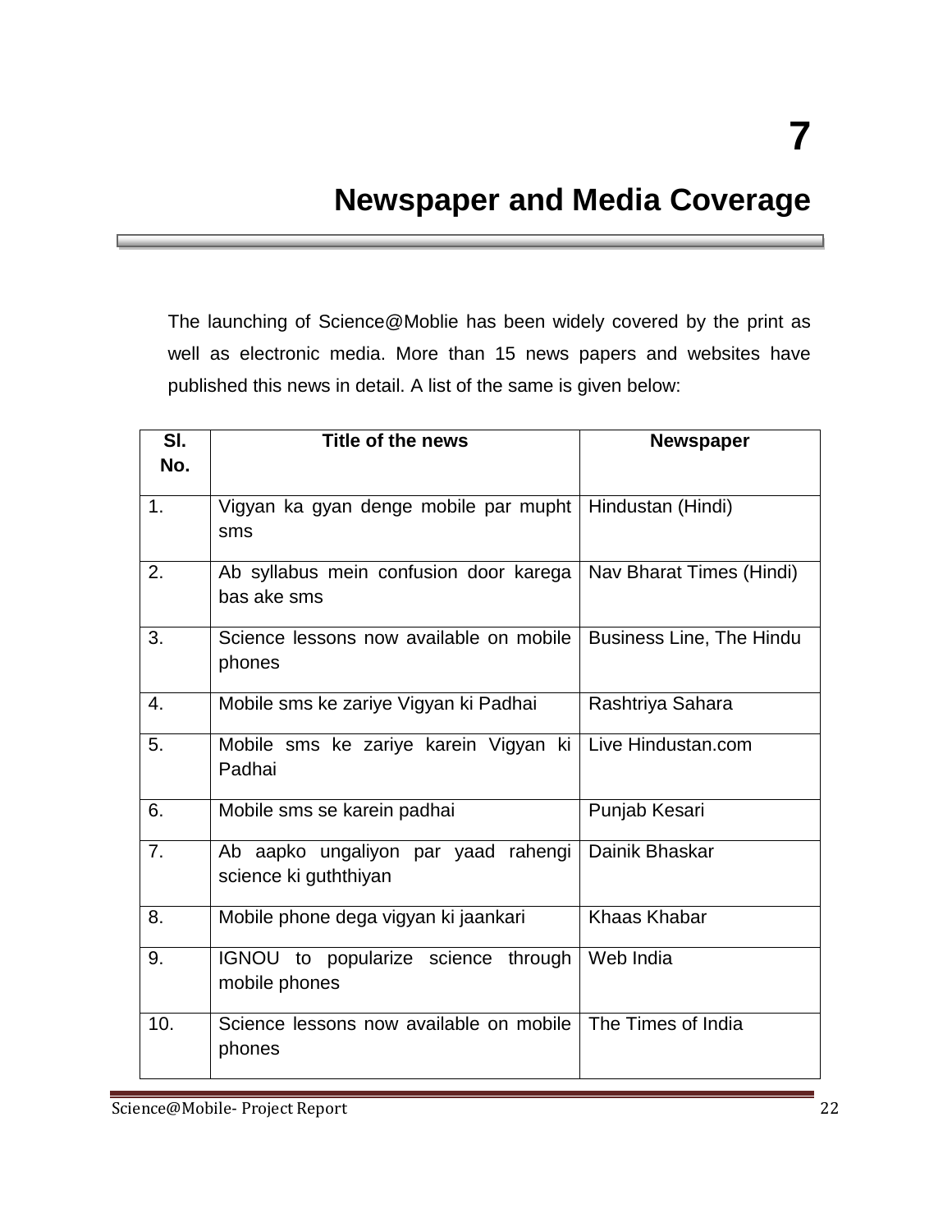# 7

# Newspaper and Media Coverage

The launching of Science@Moblie has been widely covered by the print as well as electronic media. More than 15 news papers and websites have published this news in detail. A list of the same is given below:

| Sl. No. | Title of the news | Newspaper |
|---|---|---|
| 1. | Vigyan ka gyan denge mobile par mupht sms | Hindustan (Hindi) |
| 2. | Ab syllabus mein confusion door karega bas ake sms | Nav Bharat Times (Hindi) |
| 3. | Science lessons now available on mobile phones | Business Line, The Hindu |
| 4. | Mobile sms ke zariye Vigyan ki Padhai | Rashtriya Sahara |
| 5. | Mobile sms ke zariye karein Vigyan ki Padhai | Live Hindustan.com |
| 6. | Mobile sms se karein padhai | Punjab Kesari |
| 7. | Ab aapko ungaliyon par yaad rahengi science ki guththiyan | Dainik Bhaskar |
| 8. | Mobile phone dega vigyan ki jaankari | Khaas Khabar |
| 9. | IGNOU to popularize science through mobile phones | Web India |
| 10. | Science lessons now available on mobile phones | The Times of India |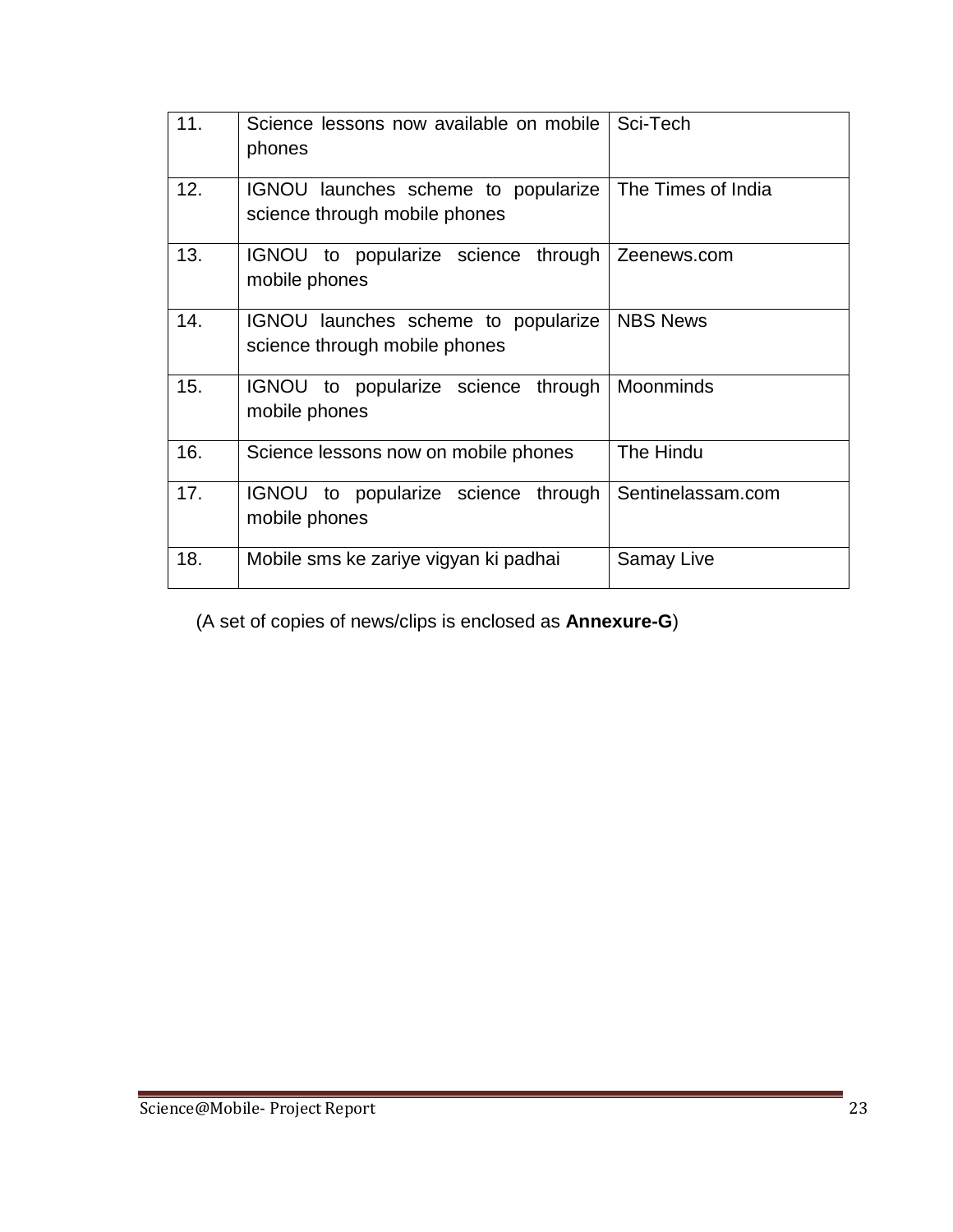| | | |
|---|---|---|
| 11. | Science lessons now available on mobile phones | Sci-Tech |
| 12. | IGNOU launches scheme to popularize science through mobile phones | The Times of India |
| 13. | IGNOU to popularize science through mobile phones | Zeenews.com |
| 14. | IGNOU launches scheme to popularize science through mobile phones | NBS News |
| 15. | IGNOU to popularize science through mobile phones | Moonminds |
| 16. | Science lessons now on mobile phones | The Hindu |
| 17. | IGNOU to popularize science through mobile phones | Sentinelassam.com |
| 18. | Mobile sms ke zariye vigyan ki padhai | Samay Live |

(A set of copies of news/clips is enclosed as **Annexure-G**)